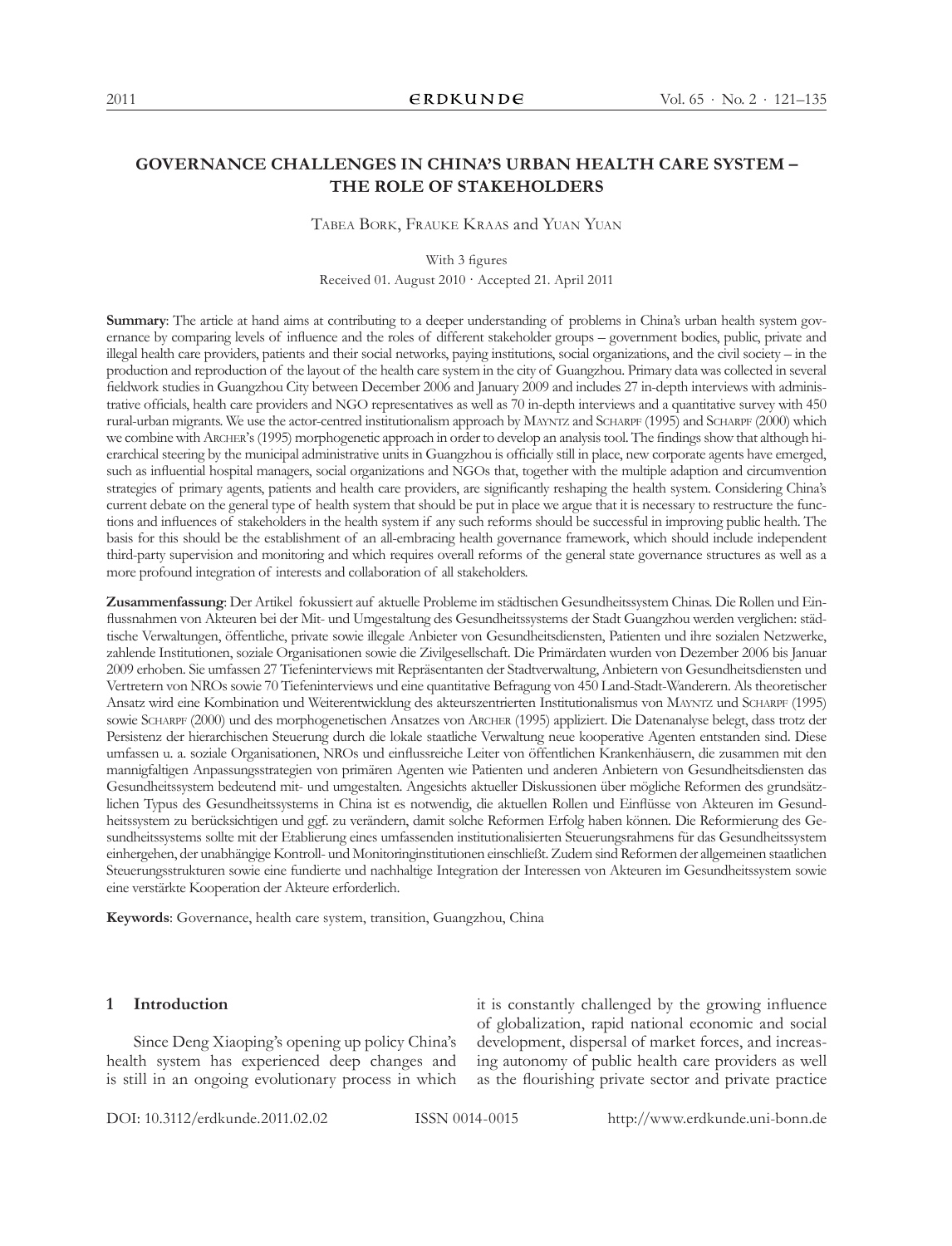# GOVERNANCE CHALLENGES IN CHINA'S URBAN HEALTH CARE SYSTEM – THE ROLE OF STAKEHOLDERS

Tabea Bork, Frauke Kraas and Yuan Yuan

With 3 figures

Received 01. August 2010 · Accepted 21. April 2011

**Summary**: The article at hand aims at contributing to a deeper understanding of problems in China's urban health system governance by comparing levels of influence and the roles of different stakeholder groups – government bodies, public, private and illegal health care providers, patients and their social networks, paying institutions, social organizations, and the civil society – in the production and reproduction of the layout of the health care system in the city of Guangzhou. Primary data was collected in several fieldwork studies in Guangzhou City between December 2006 and January 2009 and includes 27 in-depth interviews with administrative officials, health care providers and NGO representatives as well as 70 in-depth interviews and a quantitative survey with 450 rural-urban migrants. We use the actor-centred institutionalism approach by Mayntz and Scharpf (1995) and Scharpf (2000) which we combine with Archer's (1995) morphogenetic approach in order to develop an analysis tool. The findings show that although hierarchical steering by the municipal administrative units in Guangzhou is officially still in place, new corporate agents have emerged, such as influential hospital managers, social organizations and NGOs that, together with the multiple adaption and circumvention strategies of primary agents, patients and health care providers, are significantly reshaping the health system. Considering China's current debate on the general type of health system that should be put in place we argue that it is necessary to restructure the functions and influences of stakeholders in the health system if any such reforms should be successful in improving public health. The basis for this should be the establishment of an all-embracing health governance framework, which should include independent third-party supervision and monitoring and which requires overall reforms of the general state governance structures as well as a more profound integration of interests and collaboration of all stakeholders.

**Zusammenfassung**: Der Artikel fokussiert auf aktuelle Probleme im städtischen Gesundheitssystem Chinas. Die Rollen und Einflussnahmen von Akteuren bei der Mit- und Umgestaltung des Gesundheitssystems der Stadt Guangzhou werden verglichen: städtische Verwaltungen, öffentliche, private sowie illegale Anbieter von Gesundheitsdiensten, Patienten und ihre sozialen Netzwerke, zahlende Institutionen, soziale Organisationen sowie die Zivilgesellschaft. Die Primärdaten wurden von Dezember 2006 bis Januar 2009 erhoben. Sie umfassen 27 Tiefeninterviews mit Repräsentanten der Stadtverwaltung, Anbietern von Gesundheitsdiensten und Vertretern von NROs sowie 70 Tiefeninterviews und eine quantitative Befragung von 450 Land-Stadt-Wanderern. Als theoretischer Ansatz wird eine Kombination und Weiterentwicklung des akteurszentrierten Institutionalismus von Mayntz und Scharpf (1995) sowie Scharpf (2000) und des morphogenetischen Ansatzes von Archer (1995) appliziert. Die Datenanalyse belegt, dass trotz der Persistenz der hierarchischen Steuerung durch die lokale staatliche Verwaltung neue kooperative Agenten entstanden sind. Diese umfassen u. a. soziale Organisationen, NROs und einflussreiche Leiter von öffentlichen Krankenhäusern, die zusammen mit den mannigfaltigen Anpassungsstrategien von primären Agenten wie Patienten und anderen Anbietern von Gesundheitsdiensten das Gesundheitssystem bedeutend mit- und umgestalten. Angesichts aktueller Diskussionen über mögliche Reformen des grundsätzlichen Typus des Gesundheitssystems in China ist es notwendig, die aktuellen Rollen und Einflüsse von Akteuren im Gesundheitssystem zu berücksichtigen und ggf. zu verändern, damit solche Reformen Erfolg haben können. Die Reformierung des Gesundheitssystems sollte mit der Etablierung eines umfassenden institutionalisierten Steuerungsrahmens für das Gesundheitssystem einhergehen, der unabhängige Kontroll- und Monitoringinstitutionen einschließt. Zudem sind Reformen der allgemeinen staatlichen Steuerungsstrukturen sowie eine fundierte und nachhaltige Integration der Interessen von Akteuren im Gesundheitssystem sowie eine verstärkte Kooperation der Akteure erforderlich.

**Keywords**: Governance, health care system, transition, Guangzhou, China

## 1 Introduction

Since Deng Xiaoping's opening up policy China's health system has experienced deep changes and is still in an ongoing evolutionary process in which it is constantly challenged by the growing influence of globalization, rapid national economic and social development, dispersal of market forces, and increasing autonomy of public health care providers as well as the flourishing private sector and private practice

DOI: 10.3112/erdkunde.2011.02.02 ISSN 0014-0015 http://www.erdkunde.uni-bonn.de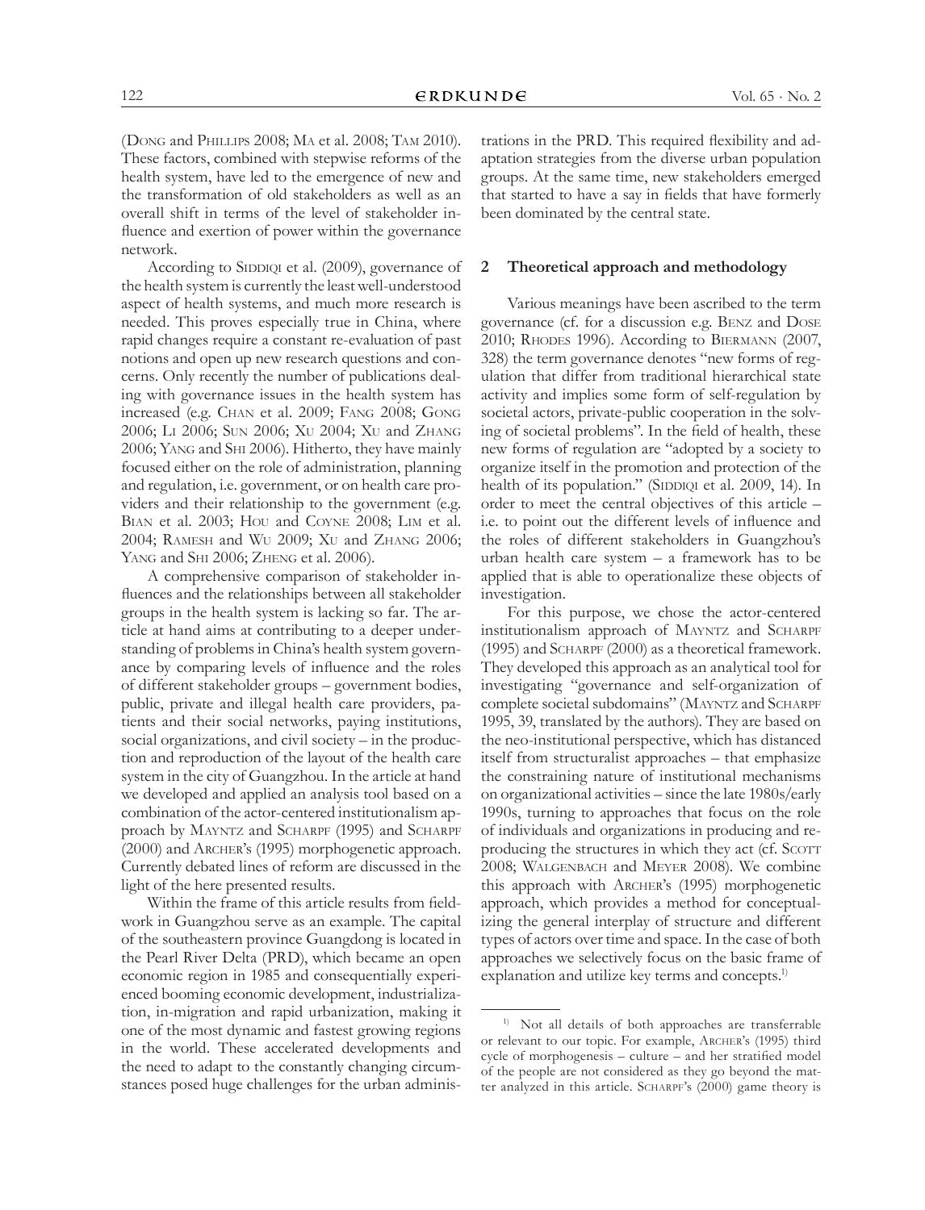(Dong and Phillips 2008; Ma et al. 2008; Tam 2010). These factors, combined with stepwise reforms of the health system, have led to the emergence of new and the transformation of old stakeholders as well as an overall shift in terms of the level of stakeholder influence and exertion of power within the governance network.

According to Siddiqi et al. (2009), governance of the health system is currently the least well-understood aspect of health systems, and much more research is needed. This proves especially true in China, where rapid changes require a constant re-evaluation of past notions and open up new research questions and concerns. Only recently the number of publications dealing with governance issues in the health system has increased (e.g. Chan et al. 2009; Fang 2008; Gong 2006; Li 2006; Sun 2006; Xu 2004; Xu and Zhang 2006; Yang and Shi 2006). Hitherto, they have mainly focused either on the role of administration, planning and regulation, i.e. government, or on health care providers and their relationship to the government (e.g. Bian et al. 2003; Hou and Coyne 2008; Lim et al. 2004; Ramesh and Wu 2009; Xu and Zhang 2006; Yang and Shi 2006; Zheng et al. 2006).

A comprehensive comparison of stakeholder influences and the relationships between all stakeholder groups in the health system is lacking so far. The article at hand aims at contributing to a deeper understanding of problems in China's health system governance by comparing levels of influence and the roles of different stakeholder groups – government bodies, public, private and illegal health care providers, patients and their social networks, paying institutions, social organizations, and civil society – in the production and reproduction of the layout of the health care system in the city of Guangzhou. In the article at hand we developed and applied an analysis tool based on a combination of the actor-centered institutionalism approach by Mayntz and Scharpf (1995) and Scharpf (2000) and Archer's (1995) morphogenetic approach. Currently debated lines of reform are discussed in the light of the here presented results.

Within the frame of this article results from fieldwork in Guangzhou serve as an example. The capital of the southeastern province Guangdong is located in the Pearl River Delta (PRD), which became an open economic region in 1985 and consequentially experienced booming economic development, industrialization, in-migration and rapid urbanization, making it one of the most dynamic and fastest growing regions in the world. These accelerated developments and the need to adapt to the constantly changing circumstances posed huge challenges for the urban administrations in the PRD. This required flexibility and adaptation strategies from the diverse urban population groups. At the same time, new stakeholders emerged that started to have a say in fields that have formerly been dominated by the central state.

## 2 Theoretical approach and methodology

Various meanings have been ascribed to the term governance (cf. for a discussion e.g. Benz and Dose 2010; Rhodes 1996). According to Biermann (2007, 328) the term governance denotes "new forms of regulation that differ from traditional hierarchical state activity and implies some form of self-regulation by societal actors, private-public cooperation in the solving of societal problems". In the field of health, these new forms of regulation are "adopted by a society to organize itself in the promotion and protection of the health of its population." (Siddiqi et al. 2009, 14). In order to meet the central objectives of this article – i.e. to point out the different levels of influence and the roles of different stakeholders in Guangzhou's urban health care system – a framework has to be applied that is able to operationalize these objects of investigation.

For this purpose, we chose the actor-centered institutionalism approach of Mayntz and Scharpf (1995) and Scharpf (2000) as a theoretical framework. They developed this approach as an analytical tool for investigating "governance and self-organization of complete societal subdomains" (Mayntz and Scharpf 1995, 39, translated by the authors). They are based on the neo-institutional perspective, which has distanced itself from structuralist approaches – that emphasize the constraining nature of institutional mechanisms on organizational activities – since the late 1980s/early 1990s, turning to approaches that focus on the role of individuals and organizations in producing and reproducing the structures in which they act (cf. Scott 2008; Walgenbach and Meyer 2008). We combine this approach with Archer's (1995) morphogenetic approach, which provides a method for conceptualizing the general interplay of structure and different types of actors over time and space. In the case of both approaches we selectively focus on the basic frame of explanation and utilize key terms and concepts.[1]

[1] Not all details of both approaches are transferrable or relevant to our topic. For example, Archer's (1995) third cycle of morphogenesis – culture – and her stratified model of the people are not considered as they go beyond the matter analyzed in this article. Scharpf's (2000) game theory is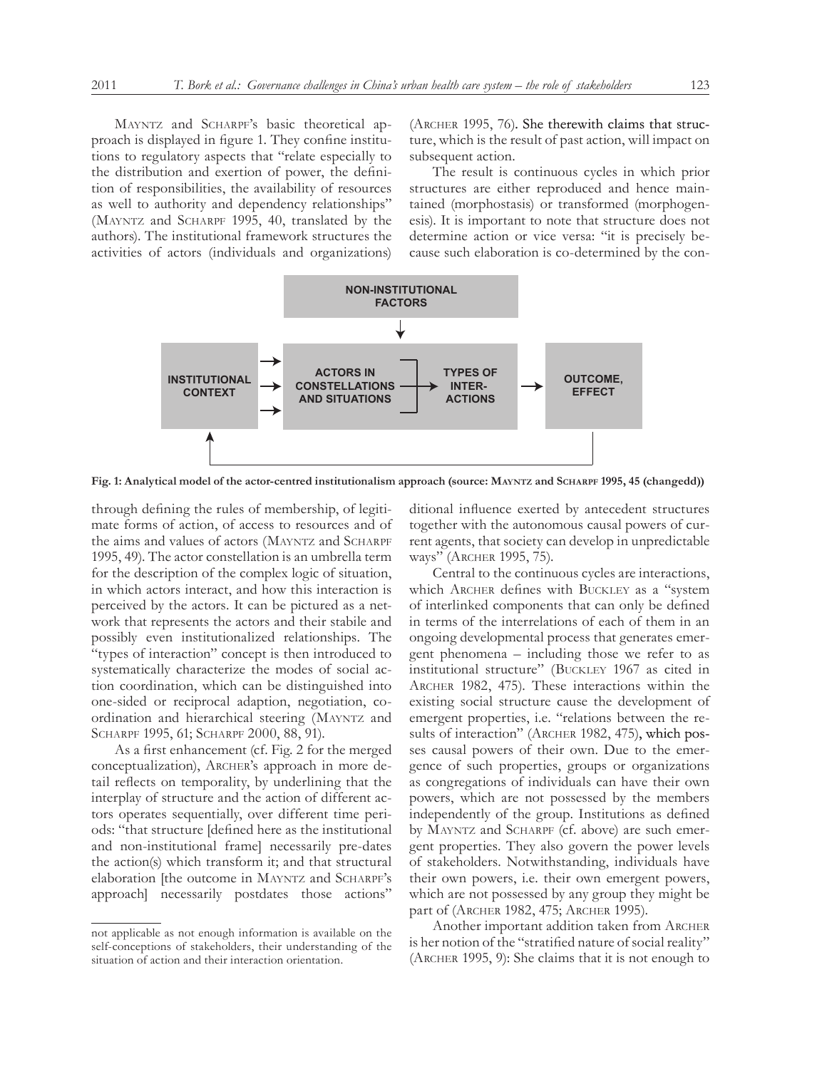Mayntz and Scharpf's basic theoretical approach is displayed in figure 1. They confine institutions to regulatory aspects that "relate especially to the distribution and exertion of power, the definition of responsibilities, the availability of resources as well to authority and dependency relationships" (Mayntz and Scharpf 1995, 40, translated by the authors). The institutional framework structures the activities of actors (individuals and organizations) through defining the rules of membership, of legitimate forms of action, of access to resources and of the aims and values of actors (Mayntz and Scharpf 1995, 49). The actor constellation is an umbrella term for the description of the complex logic of situation, in which actors interact, and how this interaction is perceived by the actors. It can be pictured as a network that represents the actors and their stabile and possibly even institutionalized relationships. The "types of interaction" concept is then introduced to systematically characterize the modes of social action coordination, which can be distinguished into one-sided or reciprocal adaption, negotiation, coordination and hierarchical steering (Mayntz and Scharpf 1995, 61; Scharpf 2000, 88, 91).

As a first enhancement (cf. Fig. 2 for the merged conceptualization), Archer's approach in more detail reflects on temporality, by underlining that the interplay of structure and the action of different actors operates sequentially, over different time periods: "that structure [defined here as the institutional and non-institutional frame] necessarily pre-dates the action(s) which transform it; and that structural elaboration [the outcome in Mayntz and Scharpf's approach] necessarily postdates those actions" (Archer 1995, 76). She therewith claims that structure, which is the result of past action, will impact on subsequent action.

The result is continuous cycles in which prior structures are either reproduced and hence maintained (morphostasis) or transformed (morphogenesis). It is important to note that structure does not determine action or vice versa: "it is precisely because such elaboration is co-determined by the conditional influence exerted by antecedent structures together with the autonomous causal powers of current agents, that society can develop in unpredictable ways" (Archer 1995, 75).

Central to the continuous cycles are interactions, which Archer defines with Buckley as a "system of interlinked components that can only be defined in terms of the interrelations of each of them in an ongoing developmental process that generates emergent phenomena – including those we refer to as institutional structure" (Buckley 1967 as cited in Archer 1982, 475). These interactions within the existing social structure cause the development of emergent properties, i.e. "relations between the results of interaction" (Archer 1982, 475), which possess causal powers of their own. Due to the emergence of such properties, groups or organizations as congregations of individuals can have their own powers, which are not possessed by the members independently of the group. Institutions as defined by Mayntz and Scharpf (cf. above) are such emergent properties. They also govern the power levels of stakeholders. Notwithstanding, individuals have their own powers, i.e. their own emergent powers, which are not possessed by any group they might be part of (Archer 1982, 475; Archer 1995).

Another important addition taken from Archer is her notion of the "stratified nature of social reality" (Archer 1995, 9): She claims that it is not enough to

**Fig. 1: Analytical model of the actor-centred institutionalism approach (source: Mayntz and Scharpf 1995, 45 (changedd))**

not applicable as not enough information is available on the self-conceptions of stakeholders, their understanding of the situation of action and their interaction orientation.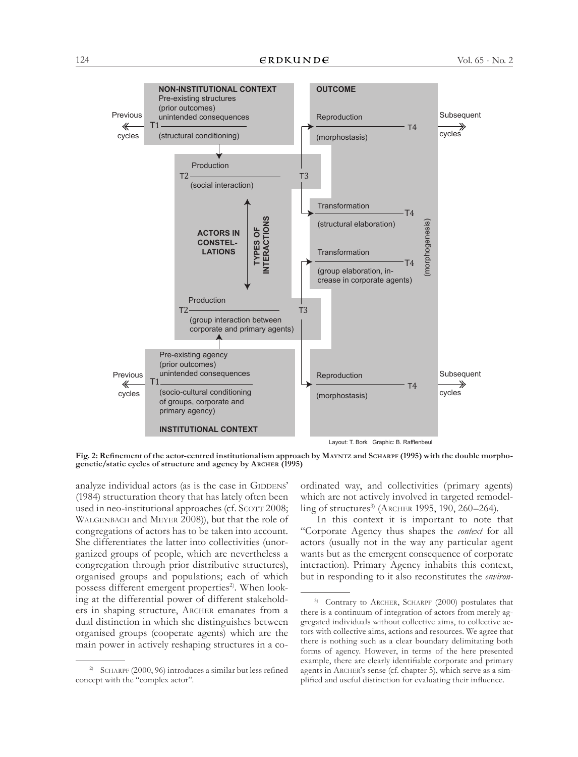NON-INSTITUTIONAL CONTEXT
Pre-existing structures (prior outcomes) unintended consequences
(structural conditioning)

Previous cycles ← T1

OUTCOME

Reproduction — T4 (morphostasis) → Subsequent cycles

Production
T2 — T3
(social interaction)

Transformation — T4
(structural elaboration)

ACTORS IN CONSTEL-LATIONS

TYPES OF INTERACTIONS

Transformation — T4
(group elaboration, increase in corporate agents)

(morphogenesis)

Production
T2 — T3
(group interaction between corporate and primary agents)

Pre-existing agency (prior outcomes) unintended consequences
(socio-cultural conditioning of groups, corporate and primary agency)

Previous cycles ← T1

INSTITUTIONAL CONTEXT

Reproduction — T4 (morphostasis) → Subsequent cycles

Layout: T. Bork Graphic: B. Rafflenbeul

**Fig. 2: Refinement of the actor-centred institutionalism approach by Mayntz and Scharpf (1995) with the double morphogenetic/static cycles of structure and agency by Archer (1995)**

analyze individual actors (as is the case in Giddens' (1984) structuration theory that has lately often been used in neo-institutional approaches (cf. Scott 2008; Walgenbach and Meyer 2008)), but that the role of congregations of actors has to be taken into account. She differentiates the latter into collectivities (unorganized groups of people, which are nevertheless a congregation through prior distributive structures), organised groups and populations; each of which possess different emergent properties[2]. When looking at the differential power of different stakeholders in shaping structure, Archer emanates from a dual distinction in which she distinguishes between organised groups (cooperate agents) which are the main power in actively reshaping structures in a coordinated way, and collectivities (primary agents) which are not actively involved in targeted remodelling of structures[3] (Archer 1995, 190, 260–264).

In this context it is important to note that "Corporate Agency thus shapes the *context* for all actors (usually not in the way any particular agent wants but as the emergent consequence of corporate interaction). Primary Agency inhabits this context, but in responding to it also reconstitutes the *environ-*

[2] Scharpf (2000, 96) introduces a similar but less refined concept with the "complex actor".

[3] Contrary to Archer, Scharpf (2000) postulates that there is a continuum of integration of actors from merely aggregated individuals without collective aims, to collective actors with collective aims, actions and resources. We agree that there is nothing such as a clear boundary delimitating both forms of agency. However, in terms of the here presented example, there are clearly identifiable corporate and primary agents in Archer's sense (cf. chapter 5), which serve as a simplified and useful distinction for evaluating their influence.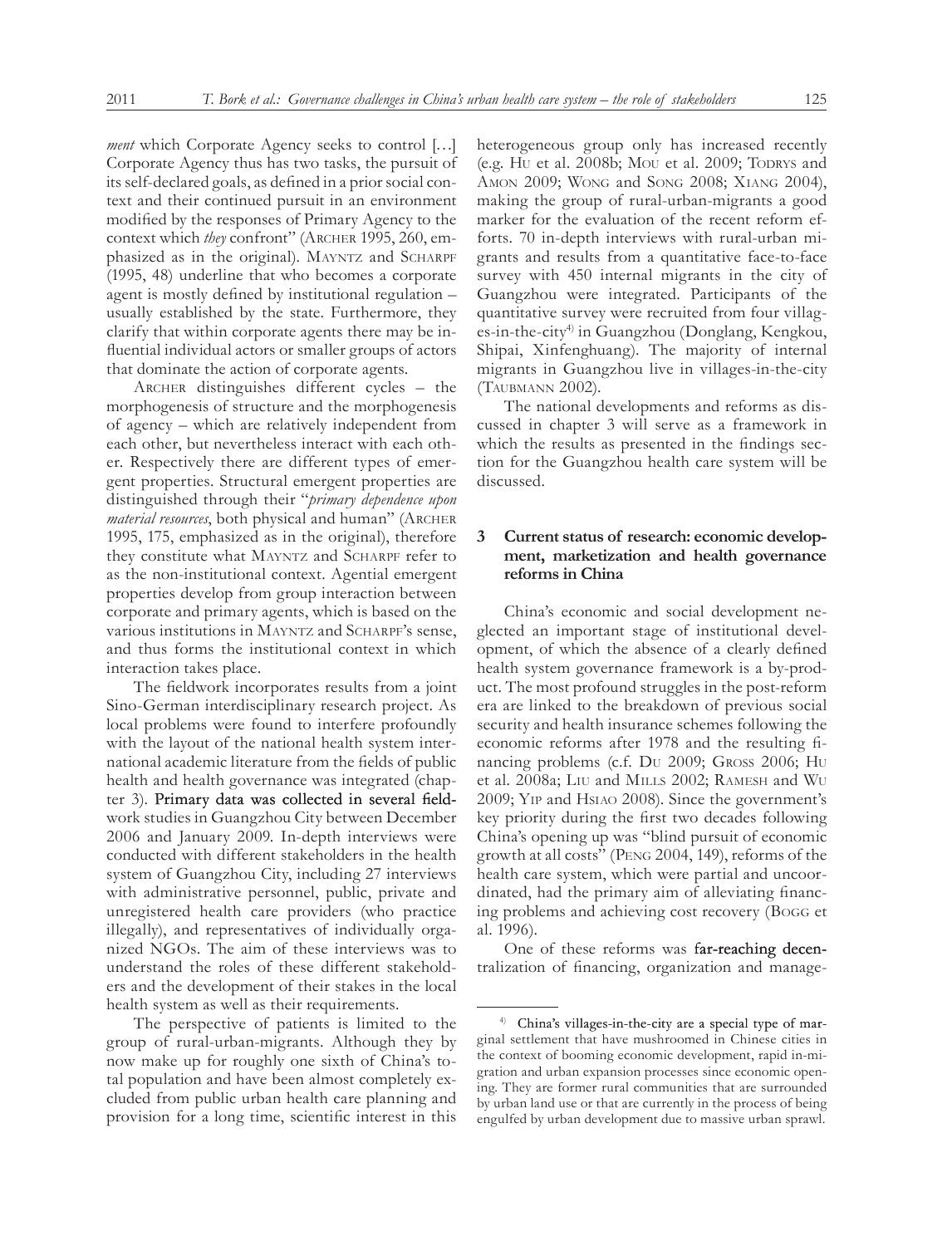*ment* which Corporate Agency seeks to control […] Corporate Agency thus has two tasks, the pursuit of its self-declared goals, as defined in a prior social context and their continued pursuit in an environment modified by the responses of Primary Agency to the context which *they* confront" (Archer 1995, 260, emphasized as in the original). Mayntz and Scharpf (1995, 48) underline that who becomes a corporate agent is mostly defined by institutional regulation – usually established by the state. Furthermore, they clarify that within corporate agents there may be influential individual actors or smaller groups of actors that dominate the action of corporate agents.

Archer distinguishes different cycles – the morphogenesis of structure and the morphogenesis of agency – which are relatively independent from each other, but nevertheless interact with each other. Respectively there are different types of emergent properties. Structural emergent properties are distinguished through their "*primary dependence upon material resources*, both physical and human" (Archer 1995, 175, emphasized as in the original), therefore they constitute what Mayntz and Scharpf refer to as the non-institutional context. Agential emergent properties develop from group interaction between corporate and primary agents, which is based on the various institutions in Mayntz and Scharpf's sense, and thus forms the institutional context in which interaction takes place.

The fieldwork incorporates results from a joint Sino-German interdisciplinary research project. As local problems were found to interfere profoundly with the layout of the national health system international academic literature from the fields of public health and health governance was integrated (chapter 3). Primary data was collected in several fieldwork studies in Guangzhou City between December 2006 and January 2009. In-depth interviews were conducted with different stakeholders in the health system of Guangzhou City, including 27 interviews with administrative personnel, public, private and unregistered health care providers (who practice illegally), and representatives of individually organized NGOs. The aim of these interviews was to understand the roles of these different stakeholders and the development of their stakes in the local health system as well as their requirements.

The perspective of patients is limited to the group of rural-urban-migrants. Although they by now make up for roughly one sixth of China's total population and have been almost completely excluded from public urban health care planning and provision for a long time, scientific interest in this heterogeneous group only has increased recently (e.g. Hu et al. 2008b; Mou et al. 2009; Todrys and Amon 2009; Wong and Song 2008; Xiang 2004), making the group of rural-urban-migrants a good marker for the evaluation of the recent reform efforts. 70 in-depth interviews with rural-urban migrants and results from a quantitative face-to-face survey with 450 internal migrants in the city of Guangzhou were integrated. Participants of the quantitative survey were recruited from four villages-in-the-city[4] in Guangzhou (Donglang, Kengkou, Shipai, Xinfenghuang). The majority of internal migrants in Guangzhou live in villages-in-the-city (Taubmann 2002).

The national developments and reforms as discussed in chapter 3 will serve as a framework in which the results as presented in the findings section for the Guangzhou health care system will be discussed.

## 3 Current status of research: economic development, marketization and health governance reforms in China

China's economic and social development neglected an important stage of institutional development, of which the absence of a clearly defined health system governance framework is a by-product. The most profound struggles in the post-reform era are linked to the breakdown of previous social security and health insurance schemes following the economic reforms after 1978 and the resulting financing problems (c.f. Du 2009; Gross 2006; Hu et al. 2008a; Liu and Mills 2002; Ramesh and Wu 2009; Yip and Hsiao 2008). Since the government's key priority during the first two decades following China's opening up was "blind pursuit of economic growth at all costs" (Peng 2004, 149), reforms of the health care system, which were partial and uncoordinated, had the primary aim of alleviating financing problems and achieving cost recovery (Bogg et al. 1996).

One of these reforms was far-reaching decentralization of financing, organization and manage-

---

[4] China's villages-in-the-city are a special type of marginal settlement that have mushroomed in Chinese cities in the context of booming economic development, rapid in-migration and urban expansion processes since economic opening. They are former rural communities that are surrounded by urban land use or that are currently in the process of being engulfed by urban development due to massive urban sprawl.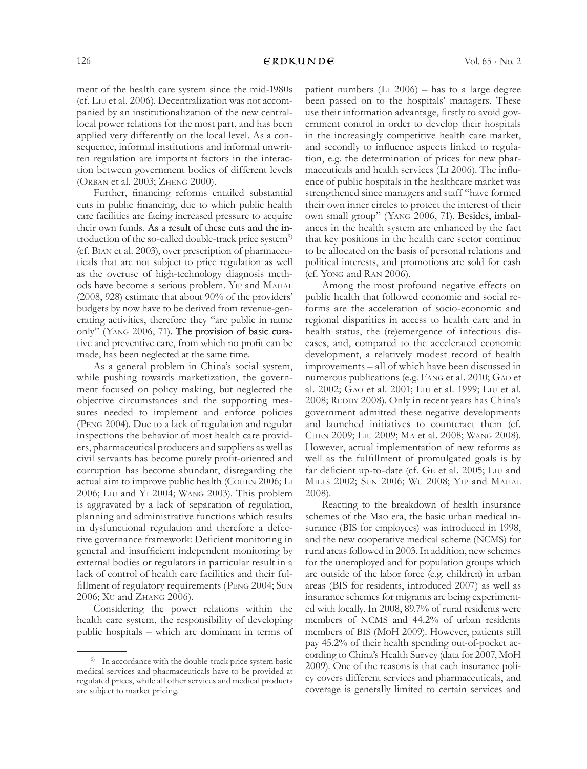ment of the health care system since the mid-1980s (cf. Liu et al. 2006). Decentralization was not accompanied by an institutionalization of the new central-local power relations for the most part, and has been applied very differently on the local level. As a consequence, informal institutions and informal unwritten regulation are important factors in the interaction between government bodies of different levels (Orban et al. 2003; Zheng 2000).

Further, financing reforms entailed substantial cuts in public financing, due to which public health care facilities are facing increased pressure to acquire their own funds. As a result of these cuts and the introduction of the so-called double-track price system[5] (cf. Bian et al. 2003), over prescription of pharmaceuticals that are not subject to price regulation as well as the overuse of high-technology diagnosis methods have become a serious problem. Yip and Mahal (2008, 928) estimate that about 90% of the providers' budgets by now have to be derived from revenue-generating activities, therefore they "are public in name only" (Yang 2006, 71). The provision of basic curative and preventive care, from which no profit can be made, has been neglected at the same time.

As a general problem in China's social system, while pushing towards marketization, the government focused on policy making, but neglected the objective circumstances and the supporting measures needed to implement and enforce policies (Peng 2004). Due to a lack of regulation and regular inspections the behavior of most health care providers, pharmaceutical producers and suppliers as well as civil servants has become purely profit-oriented and corruption has become abundant, disregarding the actual aim to improve public health (Cohen 2006; Li 2006; Liu and Yi 2004; Wang 2003). This problem is aggravated by a lack of separation of regulation, planning and administrative functions which results in dysfunctional regulation and therefore a defective governance framework: Deficient monitoring in general and insufficient independent monitoring by external bodies or regulators in particular result in a lack of control of health care facilities and their fulfillment of regulatory requirements (Peng 2004; Sun 2006; Xu and Zhang 2006).

Considering the power relations within the health care system, the responsibility of developing public hospitals – which are dominant in terms of patient numbers (Li 2006) – has to a large degree been passed on to the hospitals' managers. These use their information advantage, firstly to avoid government control in order to develop their hospitals in the increasingly competitive health care market, and secondly to influence aspects linked to regulation, e.g. the determination of prices for new pharmaceuticals and health services (Li 2006). The influence of public hospitals in the healthcare market was strengthened since managers and staff "have formed their own inner circles to protect the interest of their own small group" (Yang 2006, 71). Besides, imbalances in the health system are enhanced by the fact that key positions in the health care sector continue to be allocated on the basis of personal relations and political interests, and promotions are sold for cash (cf. Yong and Ran 2006).

Among the most profound negative effects on public health that followed economic and social reforms are the acceleration of socio-economic and regional disparities in access to health care and in health status, the (re)emergence of infectious diseases, and, compared to the accelerated economic development, a relatively modest record of health improvements – all of which have been discussed in numerous publications (e.g. Fang et al. 2010; Gao et al. 2002; Gao et al. 2001; Liu et al. 1999; Liu et al. 2008; Reddy 2008). Only in recent years has China's government admitted these negative developments and launched initiatives to counteract them (cf. Chen 2009; Liu 2009; Ma et al. 2008; Wang 2008). However, actual implementation of new reforms as well as the fulfillment of promulgated goals is by far deficient up-to-date (cf. Ge et al. 2005; Liu and Mills 2002; Sun 2006; Wu 2008; Yip and Mahal 2008).

Reacting to the breakdown of health insurance schemes of the Mao era, the basic urban medical insurance (BIS for employees) was introduced in 1998, and the new cooperative medical scheme (NCMS) for rural areas followed in 2003. In addition, new schemes for the unemployed and for population groups which are outside of the labor force (e.g. children) in urban areas (BIS for residents, introduced 2007) as well as insurance schemes for migrants are being experimented with locally. In 2008, 89.7% of rural residents were members of NCMS and 44.2% of urban residents members of BIS (MoH 2009). However, patients still pay 45.2% of their health spending out-of-pocket according to China's Health Survey (data for 2007, MoH 2009). One of the reasons is that each insurance policy covers different services and pharmaceuticals, and coverage is generally limited to certain services and

---

[5] In accordance with the double-track price system basic medical services and pharmaceuticals have to be provided at regulated prices, while all other services and medical products are subject to market pricing.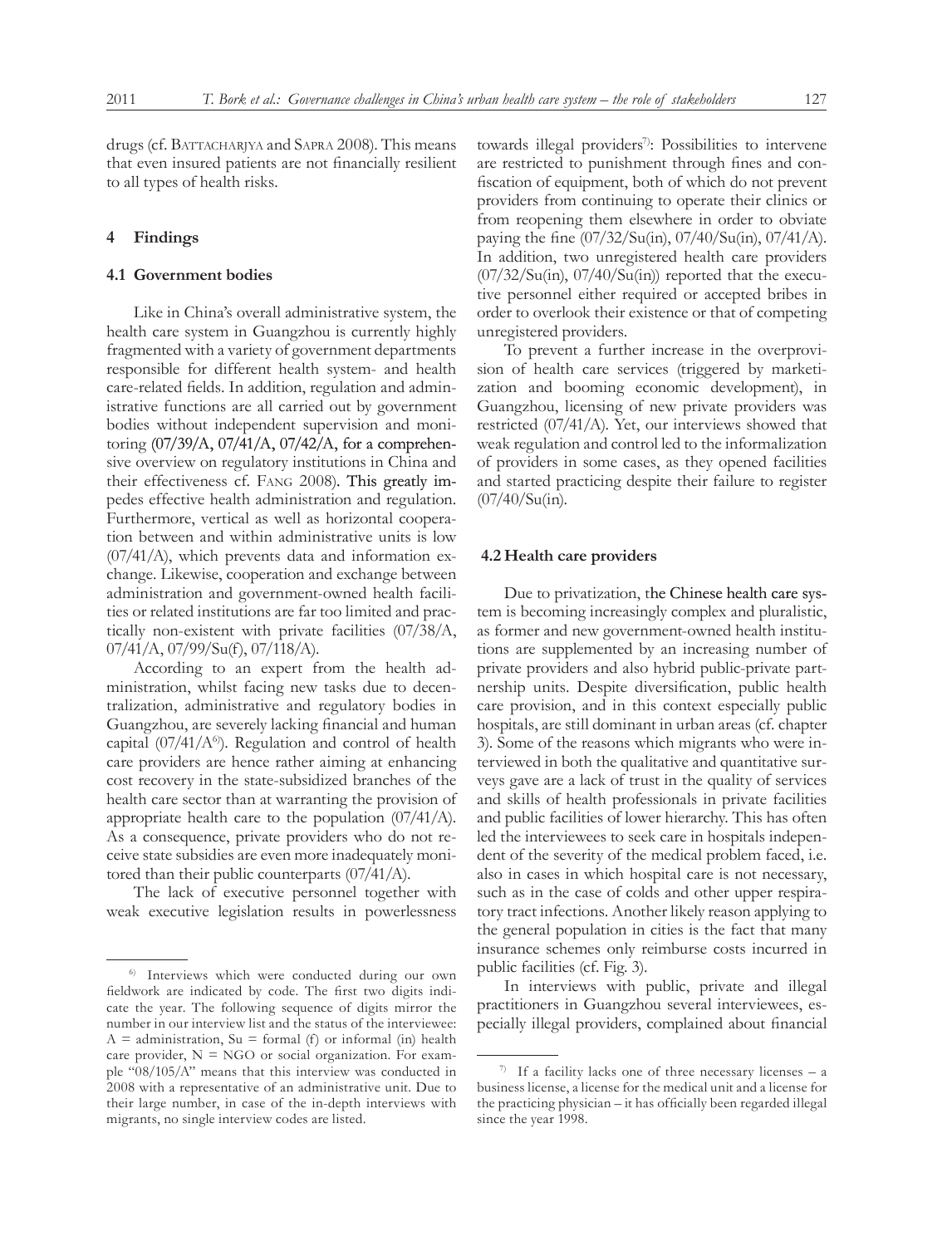drugs (cf. Battacharjya and Sapra 2008). This means that even insured patients are not financially resilient to all types of health risks.

## 4 Findings

### 4.1 Government bodies

Like in China's overall administrative system, the health care system in Guangzhou is currently highly fragmented with a variety of government departments responsible for different health system- and health care-related fields. In addition, regulation and administrative functions are all carried out by government bodies without independent supervision and monitoring (07/39/A, 07/41/A, 07/42/A, for a comprehensive overview on regulatory institutions in China and their effectiveness cf. Fang 2008). This greatly impedes effective health administration and regulation. Furthermore, vertical as well as horizontal cooperation between and within administrative units is low (07/41/A), which prevents data and information exchange. Likewise, cooperation and exchange between administration and government-owned health facilities or related institutions are far too limited and practically non-existent with private facilities (07/38/A, 07/41/A, 07/99/Su(f), 07/118/A).

According to an expert from the health administration, whilst facing new tasks due to decentralization, administrative and regulatory bodies in Guangzhou, are severely lacking financial and human capital (07/41/A[6]). Regulation and control of health care providers are hence rather aiming at enhancing cost recovery in the state-subsidized branches of the health care sector than at warranting the provision of appropriate health care to the population (07/41/A). As a consequence, private providers who do not receive state subsidies are even more inadequately monitored than their public counterparts (07/41/A).

The lack of executive personnel together with weak executive legislation results in powerlessness towards illegal providers[7]: Possibilities to intervene are restricted to punishment through fines and confiscation of equipment, both of which do not prevent providers from continuing to operate their clinics or from reopening them elsewhere in order to obviate paying the fine (07/32/Su(in), 07/40/Su(in), 07/41/A). In addition, two unregistered health care providers (07/32/Su(in), 07/40/Su(in)) reported that the executive personnel either required or accepted bribes in order to overlook their existence or that of competing unregistered providers.

To prevent a further increase in the overprovision of health care services (triggered by marketization and booming economic development), in Guangzhou, licensing of new private providers was restricted (07/41/A). Yet, our interviews showed that weak regulation and control led to the informalization of providers in some cases, as they opened facilities and started practicing despite their failure to register (07/40/Su(in).

### 4.2 Health care providers

Due to privatization, the Chinese health care system is becoming increasingly complex and pluralistic, as former and new government-owned health institutions are supplemented by an increasing number of private providers and also hybrid public-private partnership units. Despite diversification, public health care provision, and in this context especially public hospitals, are still dominant in urban areas (cf. chapter 3). Some of the reasons which migrants who were interviewed in both the qualitative and quantitative surveys gave are a lack of trust in the quality of services and skills of health professionals in private facilities and public facilities of lower hierarchy. This has often led the interviewees to seek care in hospitals independent of the severity of the medical problem faced, i.e. also in cases in which hospital care is not necessary, such as in the case of colds and other upper respiratory tract infections. Another likely reason applying to the general population in cities is the fact that many insurance schemes only reimburse costs incurred in public facilities (cf. Fig. 3).

In interviews with public, private and illegal practitioners in Guangzhou several interviewees, especially illegal providers, complained about financial

---

[6] Interviews which were conducted during our own fieldwork are indicated by code. The first two digits indicate the year. The following sequence of digits mirror the number in our interview list and the status of the interviewee: A = administration, Su = formal (f) or informal (in) health care provider, N = NGO or social organization. For example "08/105/A" means that this interview was conducted in 2008 with a representative of an administrative unit. Due to their large number, in case of the in-depth interviews with migrants, no single interview codes are listed.

[7] If a facility lacks one of three necessary licenses – a business license, a license for the medical unit and a license for the practicing physician – it has officially been regarded illegal since the year 1998.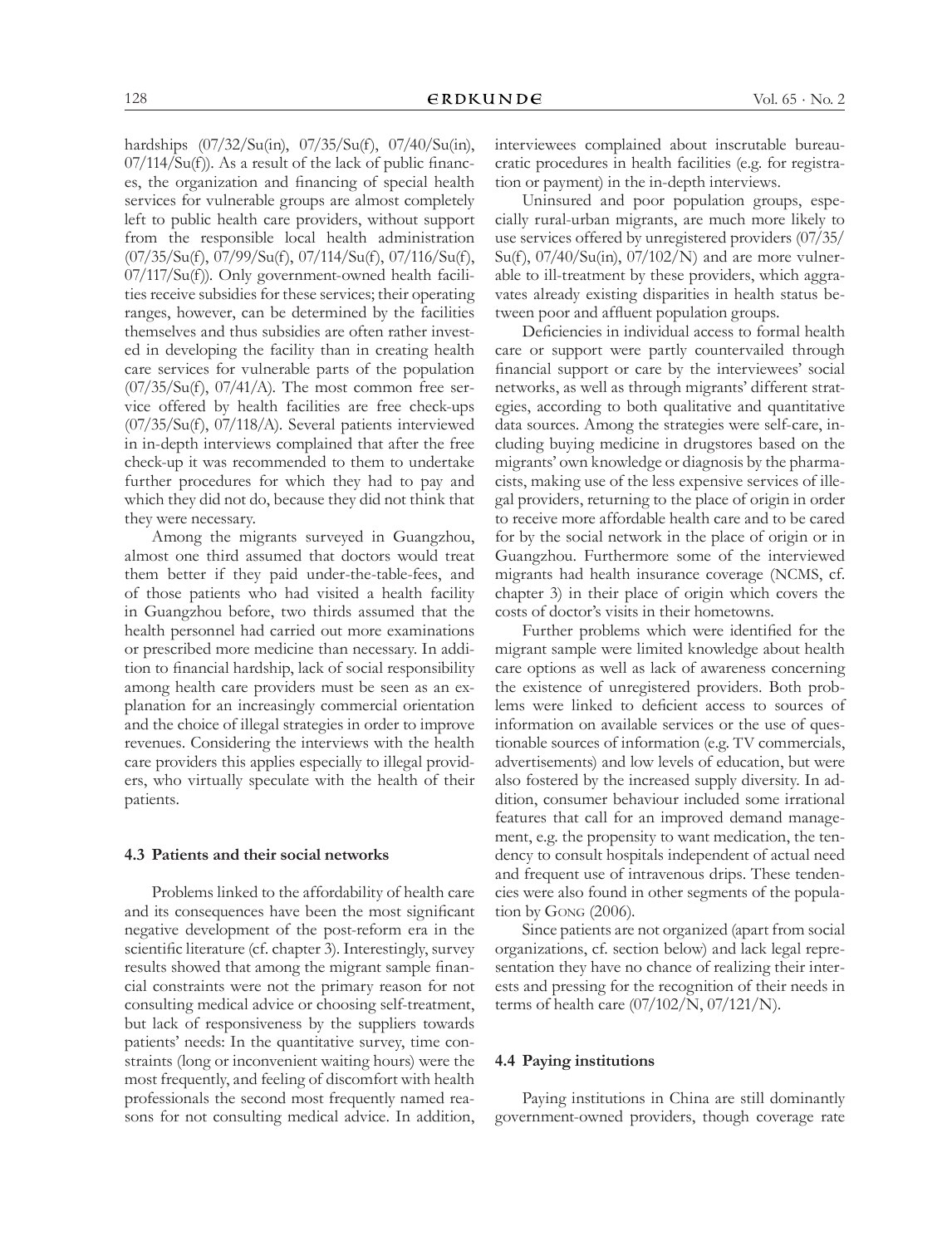hardships (07/32/Su(in), 07/35/Su(f), 07/40/Su(in), 07/114/Su(f)). As a result of the lack of public finances, the organization and financing of special health services for vulnerable groups are almost completely left to public health care providers, without support from the responsible local health administration (07/35/Su(f), 07/99/Su(f), 07/114/Su(f), 07/116/Su(f), 07/117/Su(f)). Only government-owned health facilities receive subsidies for these services; their operating ranges, however, can be determined by the facilities themselves and thus subsidies are often rather invested in developing the facility than in creating health care services for vulnerable parts of the population (07/35/Su(f), 07/41/A). The most common free service offered by health facilities are free check-ups (07/35/Su(f), 07/118/A). Several patients interviewed in in-depth interviews complained that after the free check-up it was recommended to them to undertake further procedures for which they had to pay and which they did not do, because they did not think that they were necessary.

Among the migrants surveyed in Guangzhou, almost one third assumed that doctors would treat them better if they paid under-the-table-fees, and of those patients who had visited a health facility in Guangzhou before, two thirds assumed that the health personnel had carried out more examinations or prescribed more medicine than necessary. In addition to financial hardship, lack of social responsibility among health care providers must be seen as an explanation for an increasingly commercial orientation and the choice of illegal strategies in order to improve revenues. Considering the interviews with the health care providers this applies especially to illegal providers, who virtually speculate with the health of their patients.

### 4.3 Patients and their social networks

Problems linked to the affordability of health care and its consequences have been the most significant negative development of the post-reform era in the scientific literature (cf. chapter 3). Interestingly, survey results showed that among the migrant sample financial constraints were not the primary reason for not consulting medical advice or choosing self-treatment, but lack of responsiveness by the suppliers towards patients' needs: In the quantitative survey, time constraints (long or inconvenient waiting hours) were the most frequently, and feeling of discomfort with health professionals the second most frequently named reasons for not consulting medical advice. In addition, interviewees complained about inscrutable bureaucratic procedures in health facilities (e.g. for registration or payment) in the in-depth interviews.

Uninsured and poor population groups, especially rural-urban migrants, are much more likely to use services offered by unregistered providers (07/35/Su(f), 07/40/Su(in), 07/102/N) and are more vulnerable to ill-treatment by these providers, which aggravates already existing disparities in health status between poor and affluent population groups.

Deficiencies in individual access to formal health care or support were partly countervailed through financial support or care by the interviewees' social networks, as well as through migrants' different strategies, according to both qualitative and quantitative data sources. Among the strategies were self-care, including buying medicine in drugstores based on the migrants' own knowledge or diagnosis by the pharmacists, making use of the less expensive services of illegal providers, returning to the place of origin in order to receive more affordable health care and to be cared for by the social network in the place of origin or in Guangzhou. Furthermore some of the interviewed migrants had health insurance coverage (NCMS, cf. chapter 3) in their place of origin which covers the costs of doctor's visits in their hometowns.

Further problems which were identified for the migrant sample were limited knowledge about health care options as well as lack of awareness concerning the existence of unregistered providers. Both problems were linked to deficient access to sources of information on available services or the use of questionable sources of information (e.g. TV commercials, advertisements) and low levels of education, but were also fostered by the increased supply diversity. In addition, consumer behaviour included some irrational features that call for an improved demand management, e.g. the propensity to want medication, the tendency to consult hospitals independent of actual need and frequent use of intravenous drips. These tendencies were also found in other segments of the population by Gong (2006).

Since patients are not organized (apart from social organizations, cf. section below) and lack legal representation they have no chance of realizing their interests and pressing for the recognition of their needs in terms of health care (07/102/N, 07/121/N).

### 4.4 Paying institutions

Paying institutions in China are still dominantly government-owned providers, though coverage rate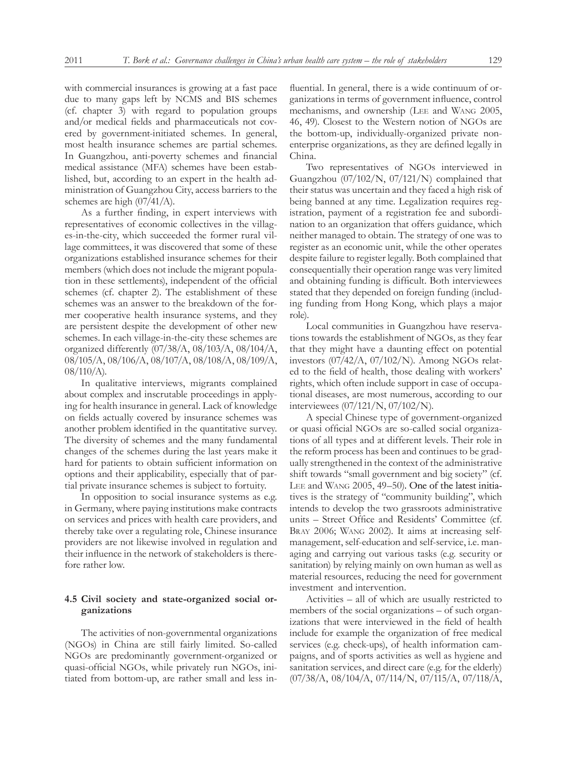with commercial insurances is growing at a fast pace due to many gaps left by NCMS and BIS schemes (cf. chapter 3) with regard to population groups and/or medical fields and pharmaceuticals not covered by government-initiated schemes. In general, most health insurance schemes are partial schemes. In Guangzhou, anti-poverty schemes and financial medical assistance (MFA) schemes have been established, but, according to an expert in the health administration of Guangzhou City, access barriers to the schemes are high (07/41/A).

As a further finding, in expert interviews with representatives of economic collectives in the villages-in-the-city, which succeeded the former rural village committees, it was discovered that some of these organizations established insurance schemes for their members (which does not include the migrant population in these settlements), independent of the official schemes (cf. chapter 2). The establishment of these schemes was an answer to the breakdown of the former cooperative health insurance systems, and they are persistent despite the development of other new schemes. In each village-in-the-city these schemes are organized differently (07/38/A, 08/103/A, 08/104/A, 08/105/A, 08/106/A, 08/107/A, 08/108/A, 08/109/A, 08/110/A).

In qualitative interviews, migrants complained about complex and inscrutable proceedings in applying for health insurance in general. Lack of knowledge on fields actually covered by insurance schemes was another problem identified in the quantitative survey. The diversity of schemes and the many fundamental changes of the schemes during the last years make it hard for patients to obtain sufficient information on options and their applicability, especially that of partial private insurance schemes is subject to fortuity.

In opposition to social insurance systems as e.g. in Germany, where paying institutions make contracts on services and prices with health care providers, and thereby take over a regulating role, Chinese insurance providers are not likewise involved in regulation and their influence in the network of stakeholders is therefore rather low.

### 4.5 Civil society and state-organized social organizations

The activities of non-governmental organizations (NGOs) in China are still fairly limited. So-called NGOs are predominantly government-organized or quasi-official NGOs, while privately run NGOs, initiated from bottom-up, are rather small and less influential. In general, there is a wide continuum of organizations in terms of government influence, control mechanisms, and ownership (Lee and Wang 2005, 46, 49). Closest to the Western notion of NGOs are the bottom-up, individually-organized private non-enterprise organizations, as they are defined legally in China.

Two representatives of NGOs interviewed in Guangzhou (07/102/N, 07/121/N) complained that their status was uncertain and they faced a high risk of being banned at any time. Legalization requires registration, payment of a registration fee and subordination to an organization that offers guidance, which neither managed to obtain. The strategy of one was to register as an economic unit, while the other operates despite failure to register legally. Both complained that consequentially their operation range was very limited and obtaining funding is difficult. Both interviewees stated that they depended on foreign funding (including funding from Hong Kong, which plays a major role).

Local communities in Guangzhou have reservations towards the establishment of NGOs, as they fear that they might have a daunting effect on potential investors (07/42/A, 07/102/N). Among NGOs related to the field of health, those dealing with workers' rights, which often include support in case of occupational diseases, are most numerous, according to our interviewees (07/121/N, 07/102/N).

A special Chinese type of government-organized or quasi official NGOs are so-called social organizations of all types and at different levels. Their role in the reform process has been and continues to be gradually strengthened in the context of the administrative shift towards "small government and big society" (cf. Lee and Wang 2005, 49–50). One of the latest initiatives is the strategy of "community building", which intends to develop the two grassroots administrative units – Street Office and Residents' Committee (cf. Bray 2006; Wang 2002). It aims at increasing self-management, self-education and self-service, i.e. managing and carrying out various tasks (e.g. security or sanitation) by relying mainly on own human as well as material resources, reducing the need for government investment and intervention.

Activities – all of which are usually restricted to members of the social organizations – of such organizations that were interviewed in the field of health include for example the organization of free medical services (e.g. check-ups), of health information campaigns, and of sports activities as well as hygiene and sanitation services, and direct care (e.g. for the elderly) (07/38/A, 08/104/A, 07/114/N, 07/115/A, 07/118/A,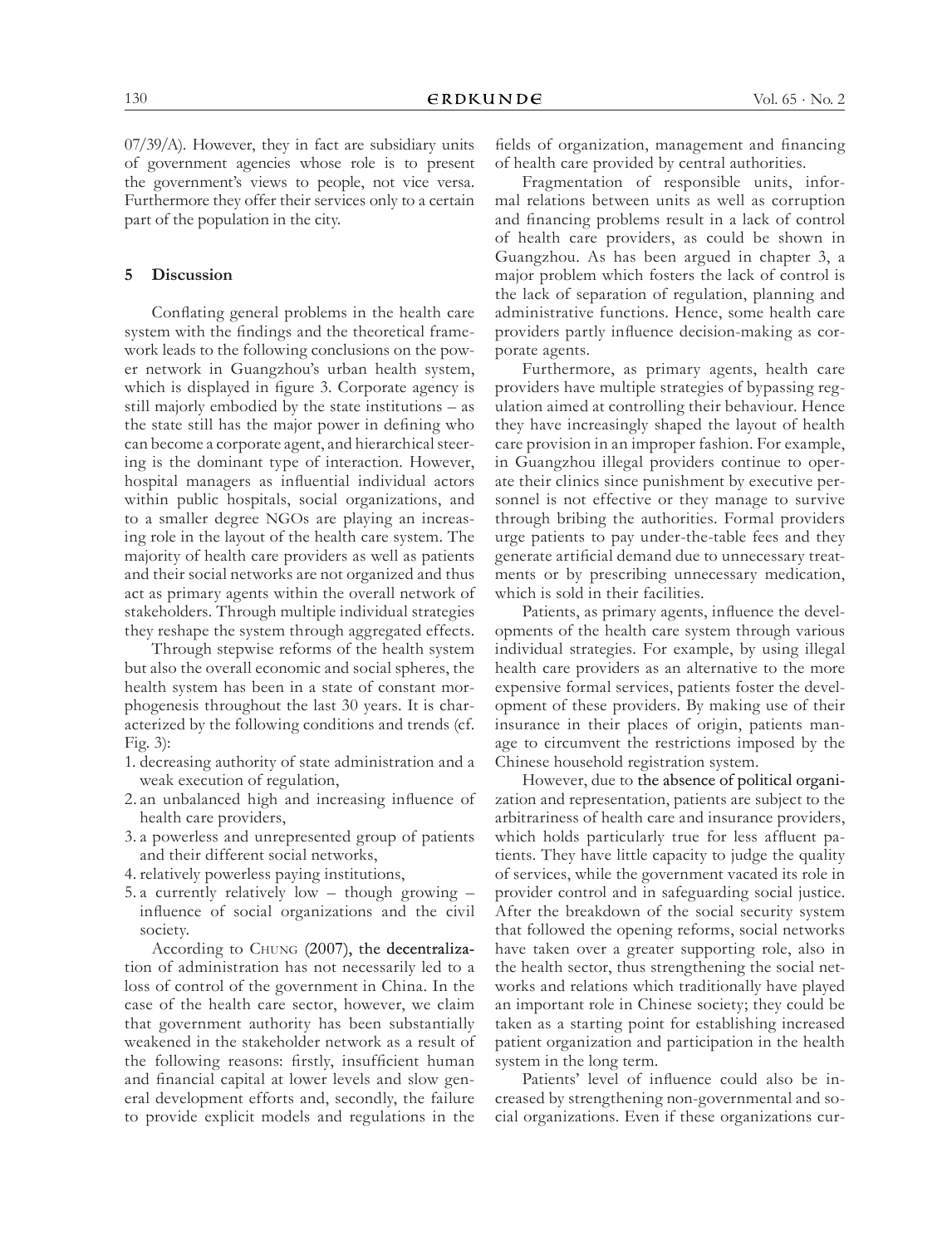07/39/A). However, they in fact are subsidiary units of government agencies whose role is to present the government's views to people, not vice versa. Furthermore they offer their services only to a certain part of the population in the city.

## 5 Discussion

Conflating general problems in the health care system with the findings and the theoretical framework leads to the following conclusions on the power network in Guangzhou's urban health system, which is displayed in figure 3. Corporate agency is still majorly embodied by the state institutions – as the state still has the major power in defining who can become a corporate agent, and hierarchical steering is the dominant type of interaction. However, hospital managers as influential individual actors within public hospitals, social organizations, and to a smaller degree NGOs are playing an increasing role in the layout of the health care system. The majority of health care providers as well as patients and their social networks are not organized and thus act as primary agents within the overall network of stakeholders. Through multiple individual strategies they reshape the system through aggregated effects.

Through stepwise reforms of the health system but also the overall economic and social spheres, the health system has been in a state of constant morphogenesis throughout the last 30 years. It is characterized by the following conditions and trends (cf. Fig. 3):

1. decreasing authority of state administration and a weak execution of regulation,
2. an unbalanced high and increasing influence of health care providers,
3. a powerless and unrepresented group of patients and their different social networks,
4. relatively powerless paying institutions,
5. a currently relatively low – though growing – influence of social organizations and the civil society.

According to Chung (2007), the decentralization of administration has not necessarily led to a loss of control of the government in China. In the case of the health care sector, however, we claim that government authority has been substantially weakened in the stakeholder network as a result of the following reasons: firstly, insufficient human and financial capital at lower levels and slow general development efforts and, secondly, the failure to provide explicit models and regulations in the fields of organization, management and financing of health care provided by central authorities.

Fragmentation of responsible units, informal relations between units as well as corruption and financing problems result in a lack of control of health care providers, as could be shown in Guangzhou. As has been argued in chapter 3, a major problem which fosters the lack of control is the lack of separation of regulation, planning and administrative functions. Hence, some health care providers partly influence decision-making as corporate agents.

Furthermore, as primary agents, health care providers have multiple strategies of bypassing regulation aimed at controlling their behaviour. Hence they have increasingly shaped the layout of health care provision in an improper fashion. For example, in Guangzhou illegal providers continue to operate their clinics since punishment by executive personnel is not effective or they manage to survive through bribing the authorities. Formal providers urge patients to pay under-the-table fees and they generate artificial demand due to unnecessary treatments or by prescribing unnecessary medication, which is sold in their facilities.

Patients, as primary agents, influence the developments of the health care system through various individual strategies. For example, by using illegal health care providers as an alternative to the more expensive formal services, patients foster the development of these providers. By making use of their insurance in their places of origin, patients manage to circumvent the restrictions imposed by the Chinese household registration system.

However, due to the absence of political organization and representation, patients are subject to the arbitrariness of health care and insurance providers, which holds particularly true for less affluent patients. They have little capacity to judge the quality of services, while the government vacated its role in provider control and in safeguarding social justice. After the breakdown of the social security system that followed the opening reforms, social networks have taken over a greater supporting role, also in the health sector, thus strengthening the social networks and relations which traditionally have played an important role in Chinese society; they could be taken as a starting point for establishing increased patient organization and participation in the health system in the long term.

Patients' level of influence could also be increased by strengthening non-governmental and social organizations. Even if these organizations cur-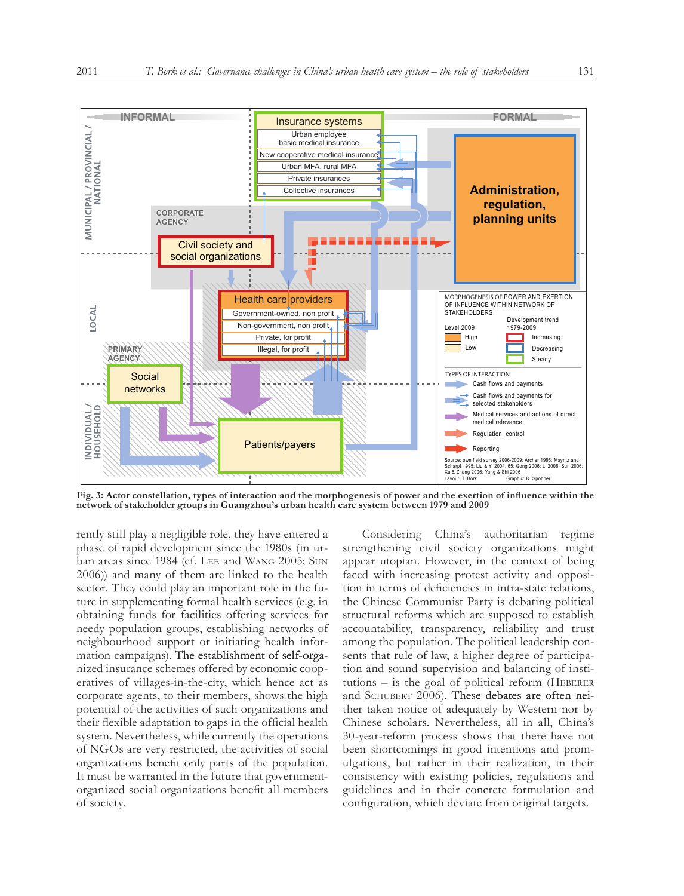**Fig. 3: Actor constellation, types of interaction and the morphogenesis of power and the exertion of influence within the network of stakeholder groups in Guangzhou's urban health care system between 1979 and 2009**

rently still play a negligible role, they have entered a phase of rapid development since the 1980s (in urban areas since 1984 (cf. LEE and WANG 2005; SUN 2006)) and many of them are linked to the health sector. They could play an important role in the future in supplementing formal health services (e.g. in obtaining funds for facilities offering services for needy population groups, establishing networks of neighbourhood support or initiating health information campaigns). The establishment of self-organized insurance schemes offered by economic cooperatives of villages-in-the-city, which hence act as corporate agents, to their members, shows the high potential of the activities of such organizations and their flexible adaptation to gaps in the official health system. Nevertheless, while currently the operations of NGOs are very restricted, the activities of social organizations benefit only parts of the population. It must be warranted in the future that government-organized social organizations benefit all members of society.

Considering China's authoritarian regime strengthening civil society organizations might appear utopian. However, in the context of being faced with increasing protest activity and opposition in terms of deficiencies in intra-state relations, the Chinese Communist Party is debating political structural reforms which are supposed to establish accountability, transparency, reliability and trust among the population. The political leadership consents that rule of law, a higher degree of participation and sound supervision and balancing of institutions – is the goal of political reform (HEBERER and SCHUBERT 2006). These debates are often neither taken notice of adequately by Western nor by Chinese scholars. Nevertheless, all in all, China's 30-year-reform process shows that there have not been shortcomings in good intentions and promulgations, but rather in their realization, in their consistency with existing policies, regulations and guidelines and in their concrete formulation and configuration, which deviate from original targets.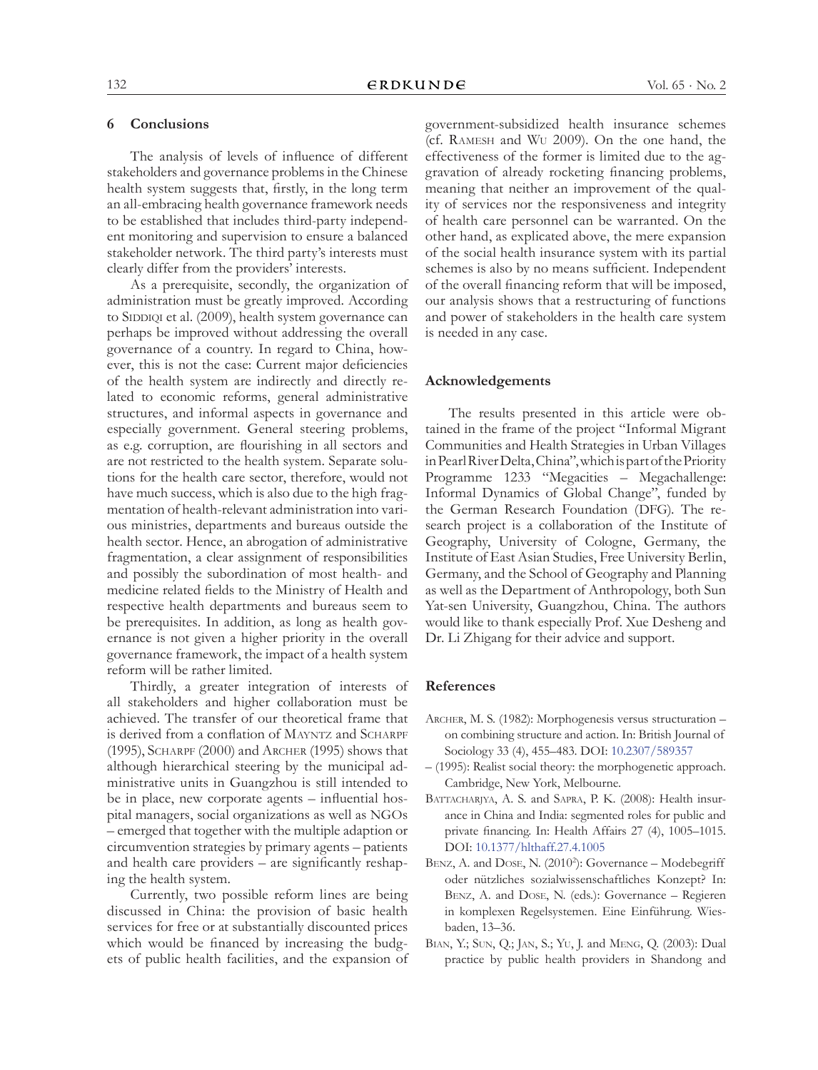## 6 Conclusions

The analysis of levels of influence of different stakeholders and governance problems in the Chinese health system suggests that, firstly, in the long term an all-embracing health governance framework needs to be established that includes third-party independent monitoring and supervision to ensure a balanced stakeholder network. The third party's interests must clearly differ from the providers' interests.

As a prerequisite, secondly, the organization of administration must be greatly improved. According to Siddiqi et al. (2009), health system governance can perhaps be improved without addressing the overall governance of a country. In regard to China, however, this is not the case: Current major deficiencies of the health system are indirectly and directly related to economic reforms, general administrative structures, and informal aspects in governance and especially government. General steering problems, as e.g. corruption, are flourishing in all sectors and are not restricted to the health system. Separate solutions for the health care sector, therefore, would not have much success, which is also due to the high fragmentation of health-relevant administration into various ministries, departments and bureaus outside the health sector. Hence, an abrogation of administrative fragmentation, a clear assignment of responsibilities and possibly the subordination of most health- and medicine related fields to the Ministry of Health and respective health departments and bureaus seem to be prerequisites. In addition, as long as health governance is not given a higher priority in the overall governance framework, the impact of a health system reform will be rather limited.

Thirdly, a greater integration of interests of all stakeholders and higher collaboration must be achieved. The transfer of our theoretical frame that is derived from a conflation of Mayntz and Scharpf (1995), Scharpf (2000) and Archer (1995) shows that although hierarchical steering by the municipal administrative units in Guangzhou is still intended to be in place, new corporate agents – influential hospital managers, social organizations as well as NGOs – emerged that together with the multiple adaption or circumvention strategies by primary agents – patients and health care providers – are significantly reshaping the health system.

Currently, two possible reform lines are being discussed in China: the provision of basic health services for free or at substantially discounted prices which would be financed by increasing the budgets of public health facilities, and the expansion of government-subsidized health insurance schemes (cf. Ramesh and Wu 2009). On the one hand, the effectiveness of the former is limited due to the aggravation of already rocketing financing problems, meaning that neither an improvement of the quality of services nor the responsiveness and integrity of health care personnel can be warranted. On the other hand, as explicated above, the mere expansion of the social health insurance system with its partial schemes is also by no means sufficient. Independent of the overall financing reform that will be imposed, our analysis shows that a restructuring of functions and power of stakeholders in the health care system is needed in any case.

## Acknowledgements

The results presented in this article were obtained in the frame of the project "Informal Migrant Communities and Health Strategies in Urban Villages in Pearl River Delta, China", which is part of the Priority Programme 1233 "Megacities – Megachallenge: Informal Dynamics of Global Change", funded by the German Research Foundation (DFG). The research project is a collaboration of the Institute of Geography, University of Cologne, Germany, the Institute of East Asian Studies, Free University Berlin, Germany, and the School of Geography and Planning as well as the Department of Anthropology, both Sun Yat-sen University, Guangzhou, China. The authors would like to thank especially Prof. Xue Desheng and Dr. Li Zhigang for their advice and support.

## References

Archer, M. S. (1982): Morphogenesis versus structuration – on combining structure and action. In: British Journal of Sociology 33 (4), 455–483. DOI: 10.2307/589357

– (1995): Realist social theory: the morphogenetic approach. Cambridge, New York, Melbourne.

Battacharjya, A. S. and Sapra, P. K. (2008): Health insurance in China and India: segmented roles for public and private financing. In: Health Affairs 27 (4), 1005–1015. DOI: 10.1377/hlthaff.27.4.1005

Benz, A. and Dose, N. (2010[2]): Governance – Modebegriff oder nützliches sozialwissenschaftliches Konzept? In: Benz, A. and Dose, N. (eds.): Governance – Regieren in komplexen Regelsystemen. Eine Einführung. Wiesbaden, 13–36.

Bian, Y.; Sun, Q.; Jan, S.; Yu, J. and Meng, Q. (2003): Dual practice by public health providers in Shandong and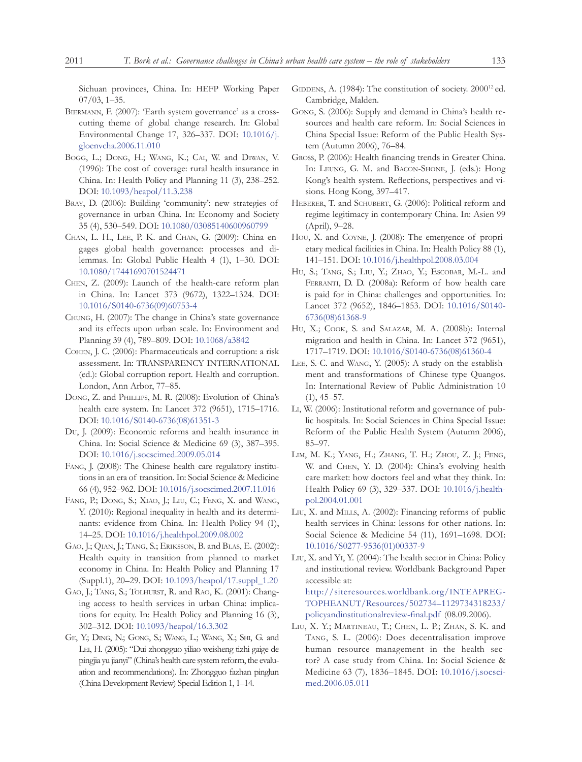Sichuan provinces, China. In: HEFP Working Paper 07/03, 1–35.

Biermann, F. (2007): 'Earth system governance' as a crosscutting theme of global change research. In: Global Environmental Change 17, 326–337. DOI: 10.1016/j.gloenvcha.2006.11.010

Bogg, L.; Dong, H.; Wang, K.; Cai, W. and Diwan, V. (1996): The cost of coverage: rural health insurance in China. In: Health Policy and Planning 11 (3), 238–252. DOI: 10.1093/heapol/11.3.238

Bray, D. (2006): Building 'community': new strategies of governance in urban China. In: Economy and Society 35 (4), 530–549. DOI: 10.1080/03085140600960799

Chan, L. H., Lee, P. K. and Chan, G. (2009): China engages global health governance: processes and dilemmas. In: Global Public Health 4 (1), 1–30. DOI: 10.1080/17441690701524471

Chen, Z. (2009): Launch of the health-care reform plan in China. In: Lancet 373 (9672), 1322–1324. DOI: 10.1016/S0140-6736(09)60753-4

Chung, H. (2007): The change in China's state governance and its effects upon urban scale. In: Environment and Planning 39 (4), 789–809. DOI: 10.1068/a3842

Cohen, J. C. (2006): Pharmaceuticals and corruption: a risk assessment. In: TRANSPARENCY INTERNATIONAL (ed.): Global corruption report. Health and corruption. London, Ann Arbor, 77–85.

Dong, Z. and Phillips, M. R. (2008): Evolution of China's health care system. In: Lancet 372 (9651), 1715–1716. DOI: 10.1016/S0140-6736(08)61351-3

Du, J. (2009): Economic reforms and health insurance in China. In: Social Science & Medicine 69 (3), 387–395. DOI: 10.1016/j.socscimed.2009.05.014

Fang, J. (2008): The Chinese health care regulatory institutions in an era of transition. In: Social Science & Medicine 66 (4), 952–962. DOI: 10.1016/j.socscimed.2007.11.016

Fang, P.; Dong, S.; Xiao, J.; Liu, C.; Feng, X. and Wang, Y. (2010): Regional inequality in health and its determinants: evidence from China. In: Health Policy 94 (1), 14–25. DOI: 10.1016/j.healthpol.2009.08.002

Gao, J.; Qian, J.; Tang, S.; Eriksson, B. and Blas, E. (2002): Health equity in transition from planned to market economy in China. In: Health Policy and Planning 17 (Suppl.1), 20–29. DOI: 10.1093/heapol/17.suppl_1.20

Gao, J.; Tang, S.; Tolhurst, R. and Rao, K. (2001): Changing access to health services in urban China: implications for equity. In: Health Policy and Planning 16 (3), 302–312. DOI: 10.1093/heapol/16.3.302

Ge, Y.; Ding, N.; Gong, S.; Wang, L.; Wang, X.; Shi, G. and Lei, H. (2005): "Dui zhongguo yiliao weisheng tizhi gaige de pingjia yu jianyi" (China's health care system reform, the evaluation and recommendations). In: Zhongguo fazhan pinglun (China Development Review) Special Edition 1, 1–14.

Giddens, A. (1984): The constitution of society. 2000[12] ed. Cambridge, Malden.

Gong, S. (2006): Supply and demand in China's health resources and health care reform. In: Social Sciences in China Special Issue: Reform of the Public Health System (Autumn 2006), 76–84.

Gross, P. (2006): Health financing trends in Greater China. In: Leung, G. M. and Bacon-Shone, J. (eds.): Hong Kong's health system. Reflections, perspectives and visions. Hong Kong, 397–417.

Heberer, T. and Schubert, G. (2006): Political reform and regime legitimacy in contemporary China. In: Asien 99 (April), 9–28.

Hou, X. and Coyne, J. (2008): The emergence of proprietary medical facilities in China. In: Health Policy 88 (1), 141–151. DOI: 10.1016/j.healthpol.2008.03.004

Hu, S.; Tang, S.; Liu, Y.; Zhao, Y.; Escobar, M.-L. and Ferranti, D. D. (2008a): Reform of how health care is paid for in China: challenges and opportunities. In: Lancet 372 (9652), 1846–1853. DOI: 10.1016/S0140-6736(08)61368-9

Hu, X.; Cook, S. and Salazar, M. A. (2008b): Internal migration and health in China. In: Lancet 372 (9651), 1717–1719. DOI: 10.1016/S0140-6736(08)61360-4

Lee, S.-C. and Wang, Y. (2005): A study on the establishment and transformations of Chinese type Quangos. In: International Review of Public Administration 10 (1), 45–57.

Li, W. (2006): Institutional reform and governance of public hospitals. In: Social Sciences in China Special Issue: Reform of the Public Health System (Autumn 2006), 85–97.

Lim, M. K.; Yang, H.; Zhang, T. H.; Zhou, Z. J.; Feng, W. and Chen, Y. D. (2004): China's evolving health care market: how doctors feel and what they think. In: Health Policy 69 (3), 329–337. DOI: 10.1016/j.healthpol.2004.01.001

Liu, X. and Mills, A. (2002): Financing reforms of public health services in China: lessons for other nations. In: Social Science & Medicine 54 (11), 1691–1698. DOI: 10.1016/S0277-9536(01)00337-9

Liu, X. and Yi, Y. (2004): The health sector in China: Policy and institutional review. Worldbank Background Paper accessible at:
http://siteresources.worldbank.org/INTEAPREGTOPHEANUT/Resources/502734–1129734318233/policyandinstitutionalreview-final.pdf (08.09.2006).

Liu, X. Y.; Martineau, T.; Chen, L. P.; Zhan, S. K. and Tang, S. L. (2006): Does decentralisation improve human resource management in the health sector? A case study from China. In: Social Science & Medicine 63 (7), 1836–1845. DOI: 10.1016/j.socscimed.2006.05.011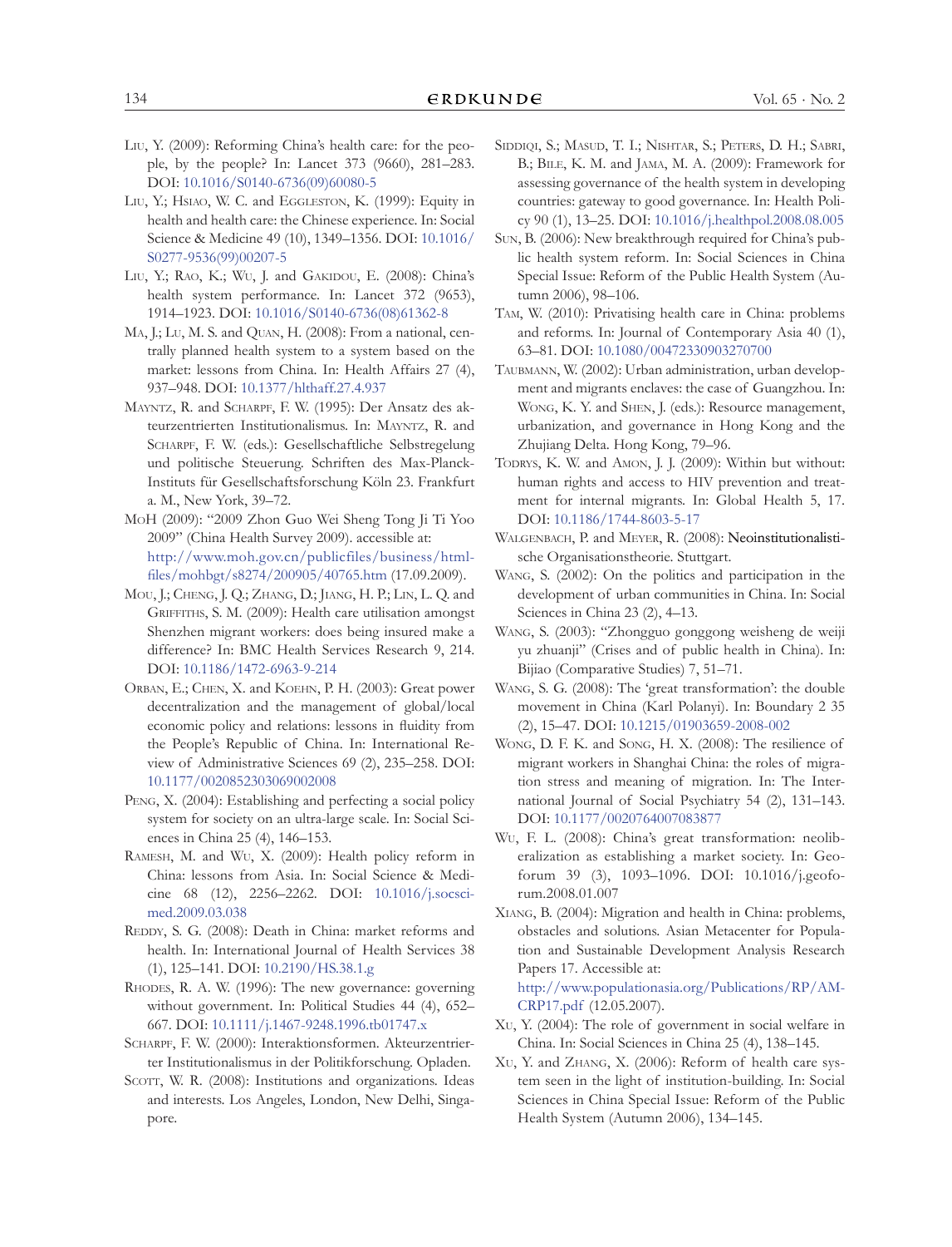Liu, Y. (2009): Reforming China's health care: for the people, by the people? In: Lancet 373 (9660), 281–283. DOI: 10.1016/S0140-6736(09)60080-5

Liu, Y.; Hsiao, W. C. and Eggleston, K. (1999): Equity in health and health care: the Chinese experience. In: Social Science & Medicine 49 (10), 1349–1356. DOI: 10.1016/S0277-9536(99)00207-5

Liu, Y.; Rao, K.; Wu, J. and Gakidou, E. (2008): China's health system performance. In: Lancet 372 (9653), 1914–1923. DOI: 10.1016/S0140-6736(08)61362-8

Ma, J.; Lu, M. S. and Quan, H. (2008): From a national, centrally planned health system to a system based on the market: lessons from China. In: Health Affairs 27 (4), 937–948. DOI: 10.1377/hlthaff.27.4.937

Mayntz, R. and Scharpf, F. W. (1995): Der Ansatz des akteurzentrierten Institutionalismus. In: Mayntz, R. and Scharpf, F. W. (eds.): Gesellschaftliche Selbstregelung und politische Steuerung. Schriften des Max-Planck-Instituts für Gesellschaftsforschung Köln 23. Frankfurt a. M., New York, 39–72.

MoH (2009): "2009 Zhon Guo Wei Sheng Tong Ji Ti Yoo 2009" (China Health Survey 2009). accessible at: http://www.moh.gov.cn/publicfiles/business/htmlfiles/mohbgt/s8274/200905/40765.htm (17.09.2009).

Mou, J.; Cheng, J. Q.; Zhang, D.; Jiang, H. P.; Lin, L. Q. and Griffiths, S. M. (2009): Health care utilisation amongst Shenzhen migrant workers: does being insured make a difference? In: BMC Health Services Research 9, 214. DOI: 10.1186/1472-6963-9-214

Orban, E.; Chen, X. and Koehn, P. H. (2003): Great power decentralization and the management of global/local economic policy and relations: lessons in fluidity from the People's Republic of China. In: International Review of Administrative Sciences 69 (2), 235–258. DOI: 10.1177/0020852303069002008

Peng, X. (2004): Establishing and perfecting a social policy system for society on an ultra-large scale. In: Social Sciences in China 25 (4), 146–153.

Ramesh, M. and Wu, X. (2009): Health policy reform in China: lessons from Asia. In: Social Science & Medicine 68 (12), 2256–2262. DOI: 10.1016/j.socscimed.2009.03.038

Reddy, S. G. (2008): Death in China: market reforms and health. In: International Journal of Health Services 38 (1), 125–141. DOI: 10.2190/HS.38.1.g

Rhodes, R. A. W. (1996): The new governance: governing without government. In: Political Studies 44 (4), 652–667. DOI: 10.1111/j.1467-9248.1996.tb01747.x

Scharpf, F. W. (2000): Interaktionsformen. Akteurzentrierter Institutionalismus in der Politikforschung. Opladen.

Scott, W. R. (2008): Institutions and organizations. Ideas and interests. Los Angeles, London, New Delhi, Singapore.

Siddiqi, S.; Masud, T. I.; Nishtar, S.; Peters, D. H.; Sabri, B.; Bile, K. M. and Jama, M. A. (2009): Framework for assessing governance of the health system in developing countries: gateway to good governance. In: Health Policy 90 (1), 13–25. DOI: 10.1016/j.healthpol.2008.08.005

Sun, B. (2006): New breakthrough required for China's public health system reform. In: Social Sciences in China Special Issue: Reform of the Public Health System (Autumn 2006), 98–106.

Tam, W. (2010): Privatising health care in China: problems and reforms. In: Journal of Contemporary Asia 40 (1), 63–81. DOI: 10.1080/00472330903270700

Taubmann, W. (2002): Urban administration, urban development and migrants enclaves: the case of Guangzhou. In: Wong, K. Y. and Shen, J. (eds.): Resource management, urbanization, and governance in Hong Kong and the Zhujiang Delta. Hong Kong, 79–96.

Todrys, K. W. and Amon, J. J. (2009): Within but without: human rights and access to HIV prevention and treatment for internal migrants. In: Global Health 5, 17. DOI: 10.1186/1744-8603-5-17

Walgenbach, P. and Meyer, R. (2008): Neoinstitutionalistische Organisationstheorie. Stuttgart.

Wang, S. (2002): On the politics and participation in the development of urban communities in China. In: Social Sciences in China 23 (2), 4–13.

Wang, S. (2003): "Zhongguo gonggong weisheng de weiji yu zhuanji" (Crises and of public health in China). In: Bijiao (Comparative Studies) 7, 51–71.

Wang, S. G. (2008): The 'great transformation': the double movement in China (Karl Polanyi). In: Boundary 2 35 (2), 15–47. DOI: 10.1215/01903659-2008-002

Wong, D. F. K. and Song, H. X. (2008): The resilience of migrant workers in Shanghai China: the roles of migration stress and meaning of migration. In: The International Journal of Social Psychiatry 54 (2), 131–143. DOI: 10.1177/0020764007083877

Wu, F. L. (2008): China's great transformation: neoliberalization as establishing a market society. In: Geoforum 39 (3), 1093–1096. DOI: 10.1016/j.geoforum.2008.01.007

Xiang, B. (2004): Migration and health in China: problems, obstacles and solutions. Asian Metacenter for Population and Sustainable Development Analysis Research Papers 17. Accessible at: http://www.populationasia.org/Publications/RP/AMCRP17.pdf (12.05.2007).

Xu, Y. (2004): The role of government in social welfare in China. In: Social Sciences in China 25 (4), 138–145.

Xu, Y. and Zhang, X. (2006): Reform of health care system seen in the light of institution-building. In: Social Sciences in China Special Issue: Reform of the Public Health System (Autumn 2006), 134–145.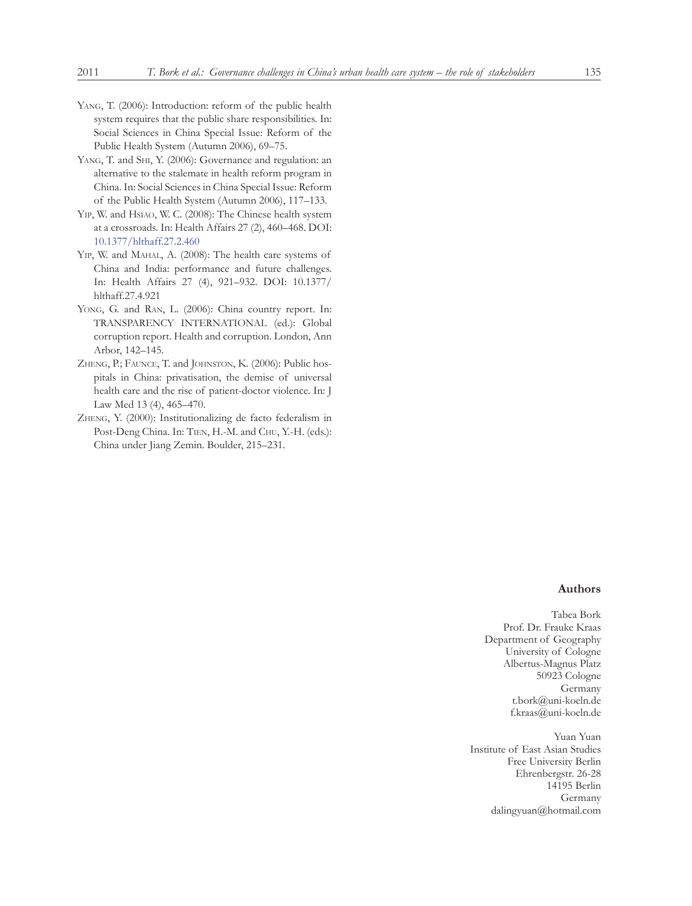Yang, T. (2006): Introduction: reform of the public health system requires that the public share responsibilities. In: Social Sciences in China Special Issue: Reform of the Public Health System (Autumn 2006), 69–75.

Yang, T. and Shi, Y. (2006): Governance and regulation: an alternative to the stalemate in health reform program in China. In: Social Sciences in China Special Issue: Reform of the Public Health System (Autumn 2006), 117–133.

Yip, W. and Hsiao, W. C. (2008): The Chinese health system at a crossroads. In: Health Affairs 27 (2), 460–468. DOI: 10.1377/hlthaff.27.2.460

Yip, W. and Mahal, A. (2008): The health care systems of China and India: performance and future challenges. In: Health Affairs 27 (4), 921–932. DOI: 10.1377/hlthaff.27.4.921

Yong, G. and Ran, L. (2006): China country report. In: TRANSPARENCY INTERNATIONAL (ed.): Global corruption report. Health and corruption. London, Ann Arbor, 142–145.

Zheng, P.; Faunce, T. and Johnston, K. (2006): Public hospitals in China: privatisation, the demise of universal health care and the rise of patient-doctor violence. In: J Law Med 13 (4), 465–470.

Zheng, Y. (2000): Institutionalizing de facto federalism in Post-Deng China. In: Tien, H.-M. and Chu, Y.-H. (eds.): China under Jiang Zemin. Boulder, 215–231.

## Authors

Tabea Bork
Prof. Dr. Frauke Kraas
Department of Geography
University of Cologne
Albertus-Magnus Platz
50923 Cologne
Germany
t.bork@uni-koeln.de
f.kraas@uni-koeln.de

Yuan Yuan
Institute of East Asian Studies
Free University Berlin
Ehrenbergstr. 26-28
14195 Berlin
Germany
dalingyuan@hotmail.com